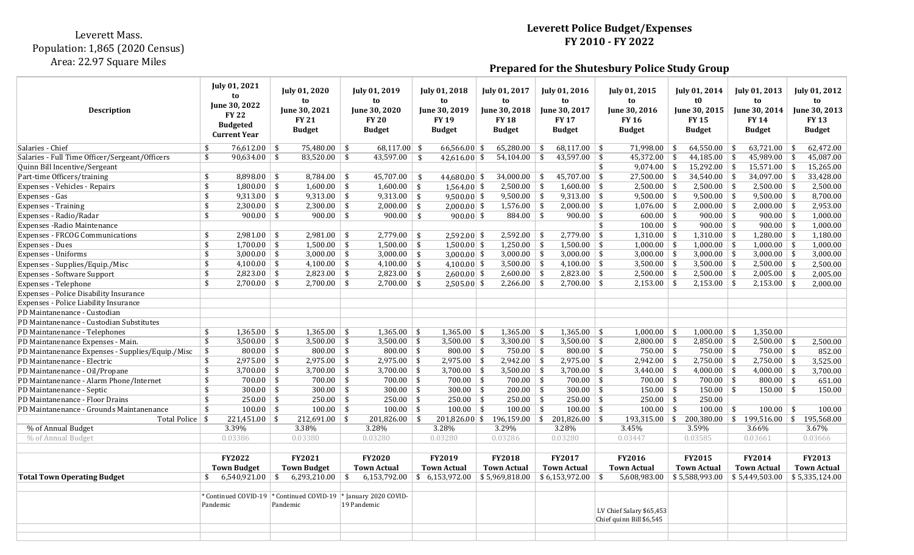Leverett Mass.
Population: 1,865 (2020 Census)
Area: 22.97 Square Miles

# Leverett Police Budget/Expenses
## FY 2010 - FY 2022

### Prepared for the Shutesbury Police Study Group

| Description | July 01, 2021 to June 30, 2022 FY 22 Budgeted Current Year | July 01, 2020 to June 30, 2021 FY 21 Budget | July 01, 2019 to June 30, 2020 FY 20 Budget | July 01, 2018 to June 30, 2019 FY 19 Budget | July 01, 2017 to June 30, 2018 FY 18 Budget | July 01, 2016 to June 30, 2017 FY 17 Budget | July 01, 2015 to June 30, 2016 FY 16 Budget | July 01, 2014 t0 June 30, 2015 FY 15 Budget | July 01, 2013 to June 30, 2014 FY 14 Budget | July 01, 2012 to June 30, 2013 FY 13 Budget |
|---|---|---|---|---|---|---|---|---|---|---|
| Salaries - Chief | $ 76,612.00 | $ 75,480.00 | $ 68,117.00 | $ 66,566.00 | $ 65,280.00 | $ 68,117.00 | $ 71,998.00 | $ 64,550.00 | $ 63,721.00 | $ 62,472.00 |
| Salaries - Full Time Officer/Sergeant/Officers | $ 90,634.00 | $ 83,520.00 | $ 43,597.00 | $ 42,616.00 | $ 54,104.00 | $ 43,597.00 | $ 45,372.00 | $ 44,185.00 | $ 45,989.00 | $ 45,087.00 |
| Quinn Bill Incentive/Sergeant | | | | | | | $ 9,074.00 | $ 15,292.00 | $ 15,571.00 | $ 15,265.00 |
| Part-time Officers/training | $ 8,898.00 | $ 8,784.00 | $ 45,707.00 | $ 44,680.00 | $ 34,000.00 | $ 45,707.00 | $ 27,500.00 | $ 34,540.00 | $ 34,097.00 | $ 33,428.00 |
| Expenses - Vehicles - Repairs | $ 1,800.00 | $ 1,600.00 | $ 1,600.00 | $ 1,564.00 | $ 2,500.00 | $ 1,600.00 | $ 2,500.00 | $ 2,500.00 | $ 2,500.00 | $ 2,500.00 |
| Expenses - Gas | $ 9,313.00 | $ 9,313.00 | $ 9,313.00 | $ 9,500.00 | $ 9,500.00 | $ 9,313.00 | $ 9,500.00 | $ 9,500.00 | $ 9,500.00 | $ 8,700.00 |
| Expenses - Training | $ 2,300.00 | $ 2,300.00 | $ 2,000.00 | $ 2,000.00 | $ 1,576.00 | $ 2,000.00 | $ 1,076.00 | $ 2,000.00 | $ 2,000.00 | $ 2,953.00 |
| Expenses - Radio/Radar | $ 900.00 | $ 900.00 | $ 900.00 | $ 900.00 | $ 884.00 | $ 900.00 | $ 600.00 | $ 900.00 | $ 900.00 | $ 1,000.00 |
| Expenses -Radio Maintenance | | | | | | | $ 100.00 | $ 900.00 | $ 900.00 | $ 1,000.00 |
| Expenses - FRCOG Communications | $ 2,981.00 | $ 2,981.00 | $ 2,779.00 | $ 2,592.00 | $ 2,592.00 | $ 2,779.00 | $ 1,310.00 | $ 1,310.00 | $ 1,280.00 | $ 1,180.00 |
| Expenses - Dues | $ 1,700.00 | $ 1,500.00 | $ 1,500.00 | $ 1,500.00 | $ 1,250.00 | $ 1,500.00 | $ 1,000.00 | $ 1,000.00 | $ 1,000.00 | $ 1,000.00 |
| Expenses - Uniforms | $ 3,000.00 | $ 3,000.00 | $ 3,000.00 | $ 3,000.00 | $ 3,000.00 | $ 3,000.00 | $ 3,000.00 | $ 3,000.00 | $ 3,000.00 | $ 3,000.00 |
| Expenses - Supplies/Equip./Misc | $ 4,100.00 | $ 4,100.00 | $ 4,100.00 | $ 4,100.00 | $ 3,500.00 | $ 4,100.00 | $ 3,500.00 | $ 3,500.00 | $ 2,500.00 | $ 2,500.00 |
| Expenses - Software Support | $ 2,823.00 | $ 2,823.00 | $ 2,823.00 | $ 2,600.00 | $ 2,600.00 | $ 2,823.00 | $ 2,500.00 | $ 2,500.00 | $ 2,005.00 | $ 2,005.00 |
| Expenses - Telephone | $ 2,700.00 | $ 2,700.00 | $ 2,700.00 | $ 2,505.00 | $ 2,266.00 | $ 2,700.00 | $ 2,153.00 | $ 2,153.00 | $ 2,153.00 | $ 2,000.00 |
| Expenses - Police Disability Insurance | | | | | | | | | | |
| Expenses - Police Liability Insurance | | | | | | | | | | |
| PD Maintanenance - Custodian | | | | | | | | | | |
| PD Maintanenance - Custodian Substitutes | | | | | | | | | | |
| PD Maintanenance - Telephones | $ 1,365.00 | $ 1,365.00 | $ 1,365.00 | $ 1,365.00 | $ 1,365.00 | $ 1,365.00 | $ 1,000.00 | $ 1,000.00 | $ 1,350.00 | |
| PD Maintanenance Expenses - Main. | $ 3,500.00 | $ 3,500.00 | $ 3,500.00 | $ 3,500.00 | $ 3,300.00 | $ 3,500.00 | $ 2,800.00 | $ 2,850.00 | $ 2,500.00 | $ 2,500.00 |
| PD Maintanenance Expenses - Supplies/Equip./Misc | $ 800.00 | $ 800.00 | $ 800.00 | $ 800.00 | $ 750.00 | $ 800.00 | $ 750.00 | $ 750.00 | $ 750.00 | $ 852.00 |
| PD Maintanenance - Electric | $ 2,975.00 | $ 2,975.00 | $ 2,975.00 | $ 2,975.00 | $ 2,942.00 | $ 2,975.00 | $ 2,942.00 | $ 2,750.00 | $ 2,750.00 | $ 3,525.00 |
| PD Maintanenance - Oil/Propane | $ 3,700.00 | $ 3,700.00 | $ 3,700.00 | $ 3,700.00 | $ 3,500.00 | $ 3,700.00 | $ 3,440.00 | $ 4,000.00 | $ 4,000.00 | $ 3,700.00 |
| PD Maintanenance - Alarm Phone/Internet | $ 700.00 | $ 700.00 | $ 700.00 | $ 700.00 | $ 700.00 | $ 700.00 | $ 700.00 | $ 700.00 | $ 800.00 | $ 651.00 |
| PD Maintanenance - Septic | $ 300.00 | $ 300.00 | $ 300.00 | $ 300.00 | $ 200.00 | $ 300.00 | $ 150.00 | $ 150.00 | $ 150.00 | $ 150.00 |
| PD Maintanenance - Floor Drains | $ 250.00 | $ 250.00 | $ 250.00 | $ 250.00 | $ 250.00 | $ 250.00 | $ 250.00 | $ 250.00 | | |
| PD Maintanenance - Grounds Maintanenance | $ 100.00 | $ 100.00 | $ 100.00 | $ 100.00 | $ 100.00 | $ 100.00 | $ 100.00 | $ 100.00 | $ 100.00 | $ 100.00 |
| Total Police | $ 221,451.00 | $ 212,691.00 | $ 201,826.00 | $ 201,826.00 | $ 196,159.00 | $ 201,826.00 | $ 193,315.00 | $ 200,380.00 | $ 199,516.00 | $ 195,568.00 |
| % of Annual Budget | 3.39% | 3.38% | 3.28% | 3.28% | 3.29% | 3.28% | 3.45% | 3.59% | 3.66% | 3.67% |
| % of Annual Budget | 0.03386 | 0.03380 | 0.03280 | 0.03280 | 0.03286 | 0.03280 | 0.03447 | 0.03585 | 0.03661 | 0.03666 |
| | | | | | | | | | | |
| | FY2022 Town Budget | FY2021 Town Budget | FY2020 Town Actual | FY2019 Town Actual | FY2018 Town Actual | FY2017 Town Actual | FY2016 Town Actual | FY2015 Town Actual | FY2014 Town Actual | FY2013 Town Actual |
| **Total Town Operating Budget** | $ 6,540,921.00 | $ 6,293,210.00 | $ 6,153,792.00 | $ 6,153,972.00 | $ 5,969,818.00 | $ 6,153,972.00 | $ 5,608,983.00 | $ 5,588,993.00 | $ 5,449,503.00 | $ 5,335,124.00 |
| | | | | | | | | | | |
| | * Continued COVID-19 Pandemic | * Continued COVID-19 Pandemic | * January 2020 COVID-19 Pandemic | | | | LV Chief Salary $65,453 Chief quinn Bill $6,545 | | | |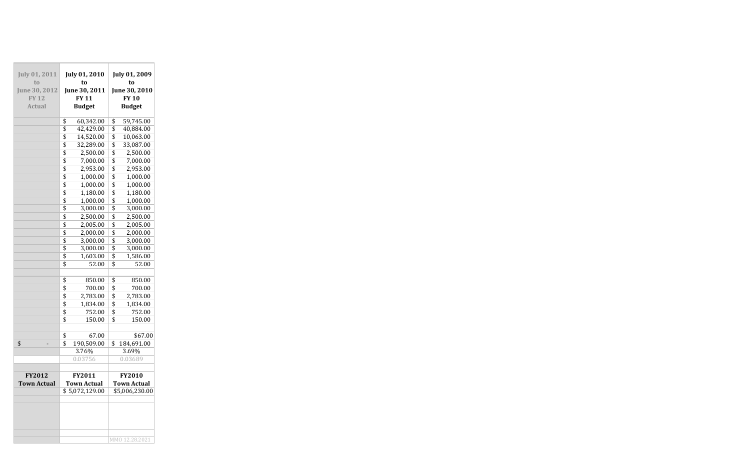| July 01, 2011 to June 30, 2012 FY 12 Actual | July 01, 2010 to June 30, 2011 FY 11 Budget | July 01, 2009 to June 30, 2010 FY 10 Budget |
|---|---|---|
| | $ 60,342.00 | $ 59,745.00 |
| | $ 42,429.00 | $ 40,884.00 |
| | $ 14,520.00 | $ 10,063.00 |
| | $ 32,289.00 | $ 33,087.00 |
| | $ 2,500.00 | $ 2,500.00 |
| | $ 7,000.00 | $ 7,000.00 |
| | $ 2,953.00 | $ 2,953.00 |
| | $ 1,000.00 | $ 1,000.00 |
| | $ 1,000.00 | $ 1,000.00 |
| | $ 1,180.00 | $ 1,180.00 |
| | $ 1,000.00 | $ 1,000.00 |
| | $ 3,000.00 | $ 3,000.00 |
| | $ 2,500.00 | $ 2,500.00 |
| | $ 2,005.00 | $ 2,005.00 |
| | $ 2,000.00 | $ 2,000.00 |
| | $ 3,000.00 | $ 3,000.00 |
| | $ 3,000.00 | $ 3,000.00 |
| | $ 1,603.00 | $ 1,586.00 |
| | $ 52.00 | $ 52.00 |
| | | |
| | $ 850.00 | $ 850.00 |
| | $ 700.00 | $ 700.00 |
| | $ 2,783.00 | $ 2,783.00 |
| | $ 1,834.00 | $ 1,834.00 |
| | $ 752.00 | $ 752.00 |
| | $ 150.00 | $ 150.00 |
| | | |
| | $ 67.00 | $67.00 |
| $ - | $ 190,509.00 | $ 184,691.00 |
| | 3.76% | 3.69% |
| | 0.03756 | 0.03689 |
| | | |
| FY2012 Town Actual | FY2011 Town Actual | FY2010 Town Actual |
| | $ 5,072,129.00 | $5,006,230.00 |
| | | |
| | | |
| | | |
| | | MMO 12.28.2021 |